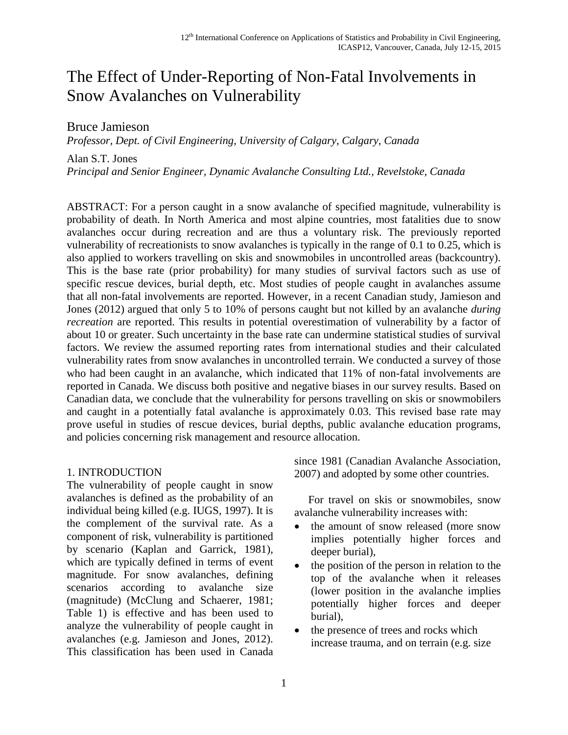# The Effect of Under-Reporting of Non-Fatal Involvements in Snow Avalanches on Vulnerability

Bruce Jamieson
*Professor, Dept. of Civil Engineering, University of Calgary, Calgary, Canada*

Alan S.T. Jones
*Principal and Senior Engineer, Dynamic Avalanche Consulting Ltd., Revelstoke, Canada*

ABSTRACT: For a person caught in a snow avalanche of specified magnitude, vulnerability is probability of death. In North America and most alpine countries, most fatalities due to snow avalanches occur during recreation and are thus a voluntary risk. The previously reported vulnerability of recreationists to snow avalanches is typically in the range of 0.1 to 0.25, which is also applied to workers travelling on skis and snowmobiles in uncontrolled areas (backcountry). This is the base rate (prior probability) for many studies of survival factors such as use of specific rescue devices, burial depth, etc. Most studies of people caught in avalanches assume that all non-fatal involvements are reported. However, in a recent Canadian study, Jamieson and Jones (2012) argued that only 5 to 10% of persons caught but not killed by an avalanche *during recreation* are reported. This results in potential overestimation of vulnerability by a factor of about 10 or greater. Such uncertainty in the base rate can undermine statistical studies of survival factors. We review the assumed reporting rates from international studies and their calculated vulnerability rates from snow avalanches in uncontrolled terrain. We conducted a survey of those who had been caught in an avalanche, which indicated that 11% of non-fatal involvements are reported in Canada. We discuss both positive and negative biases in our survey results. Based on Canadian data, we conclude that the vulnerability for persons travelling on skis or snowmobilers and caught in a potentially fatal avalanche is approximately 0.03. This revised base rate may prove useful in studies of rescue devices, burial depths, public avalanche education programs, and policies concerning risk management and resource allocation.

## 1. INTRODUCTION

The vulnerability of people caught in snow avalanches is defined as the probability of an individual being killed (e.g. IUGS, 1997). It is the complement of the survival rate. As a component of risk, vulnerability is partitioned by scenario (Kaplan and Garrick, 1981), which are typically defined in terms of event magnitude. For snow avalanches, defining scenarios according to avalanche size (magnitude) (McClung and Schaerer, 1981; Table 1) is effective and has been used to analyze the vulnerability of people caught in avalanches (e.g. Jamieson and Jones, 2012). This classification has been used in Canada since 1981 (Canadian Avalanche Association, 2007) and adopted by some other countries.

For travel on skis or snowmobiles, snow avalanche vulnerability increases with:

- the amount of snow released (more snow implies potentially higher forces and deeper burial),
- the position of the person in relation to the top of the avalanche when it releases (lower position in the avalanche implies potentially higher forces and deeper burial),
- the presence of trees and rocks which increase trauma, and on terrain (e.g. size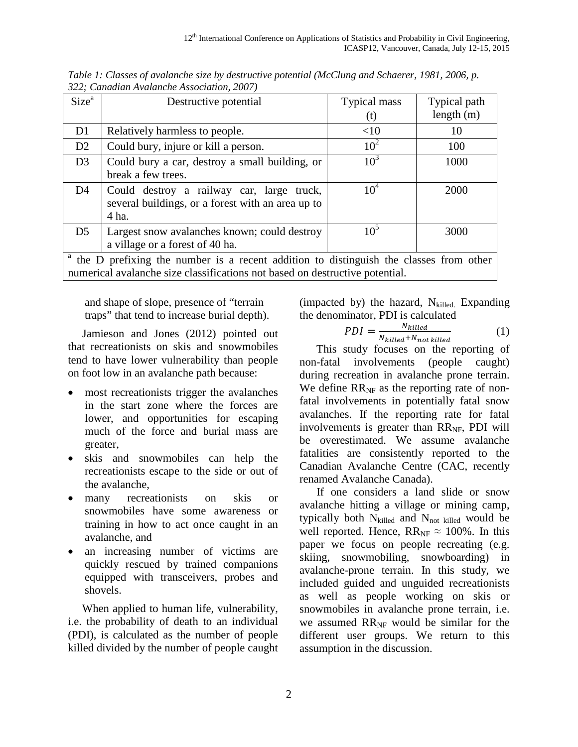*Table 1: Classes of avalanche size by destructive potential (McClung and Schaerer, 1981, 2006, p. 322; Canadian Avalanche Association, 2007)*

| Size[a] | Destructive potential | Typical mass (t) | Typical path length (m) |
|---|---|---|---|
| D1 | Relatively harmless to people. | <10 | 10 |
| D2 | Could bury, injure or kill a person. | $10^2$ | 100 |
| D3 | Could bury a car, destroy a small building, or break a few trees. | $10^3$ | 1000 |
| D4 | Could destroy a railway car, large truck, several buildings, or a forest with an area up to 4 ha. | $10^4$ | 2000 |
| D5 | Largest snow avalanches known; could destroy a village or a forest of 40 ha. | $10^5$ | 3000 |

[a] the D prefixing the number is a recent addition to distinguish the classes from other numerical avalanche size classifications not based on destructive potential.

and shape of slope, presence of "terrain traps" that tend to increase burial depth).

Jamieson and Jones (2012) pointed out that recreationists on skis and snowmobiles tend to have lower vulnerability than people on foot low in an avalanche path because:

- most recreationists trigger the avalanches in the start zone where the forces are lower, and opportunities for escaping much of the force and burial mass are greater,
- skis and snowmobiles can help the recreationists escape to the side or out of the avalanche,
- many recreationists on skis or snowmobiles have some awareness or training in how to act once caught in an avalanche, and
- an increasing number of victims are quickly rescued by trained companions equipped with transceivers, probes and shovels.

When applied to human life, vulnerability, i.e. the probability of death to an individual (PDI), is calculated as the number of people killed divided by the number of people caught (impacted by) the hazard, $N_{killed}$. Expanding the denominator, PDI is calculated

$$PDI = \frac{N_{killed}}{N_{killed}+N_{not\ killed}} \tag{1}$$

This study focuses on the reporting of non-fatal involvements (people caught) during recreation in avalanche prone terrain. We define $RR_{NF}$ as the reporting rate of non-fatal involvements in potentially fatal snow avalanches. If the reporting rate for fatal involvements is greater than $RR_{NF}$, PDI will be overestimated. We assume avalanche fatalities are consistently reported to the Canadian Avalanche Centre (CAC, recently renamed Avalanche Canada).

If one considers a land slide or snow avalanche hitting a village or mining camp, typically both $N_{killed}$ and $N_{not\ killed}$ would be well reported. Hence, $RR_{NF} \approx 100\%$. In this paper we focus on people recreating (e.g. skiing, snowmobiling, snowboarding) in avalanche-prone terrain. In this study, we included guided and unguided recreationists as well as people working on skis or snowmobiles in avalanche prone terrain, i.e. we assumed $RR_{NF}$ would be similar for the different user groups. We return to this assumption in the discussion.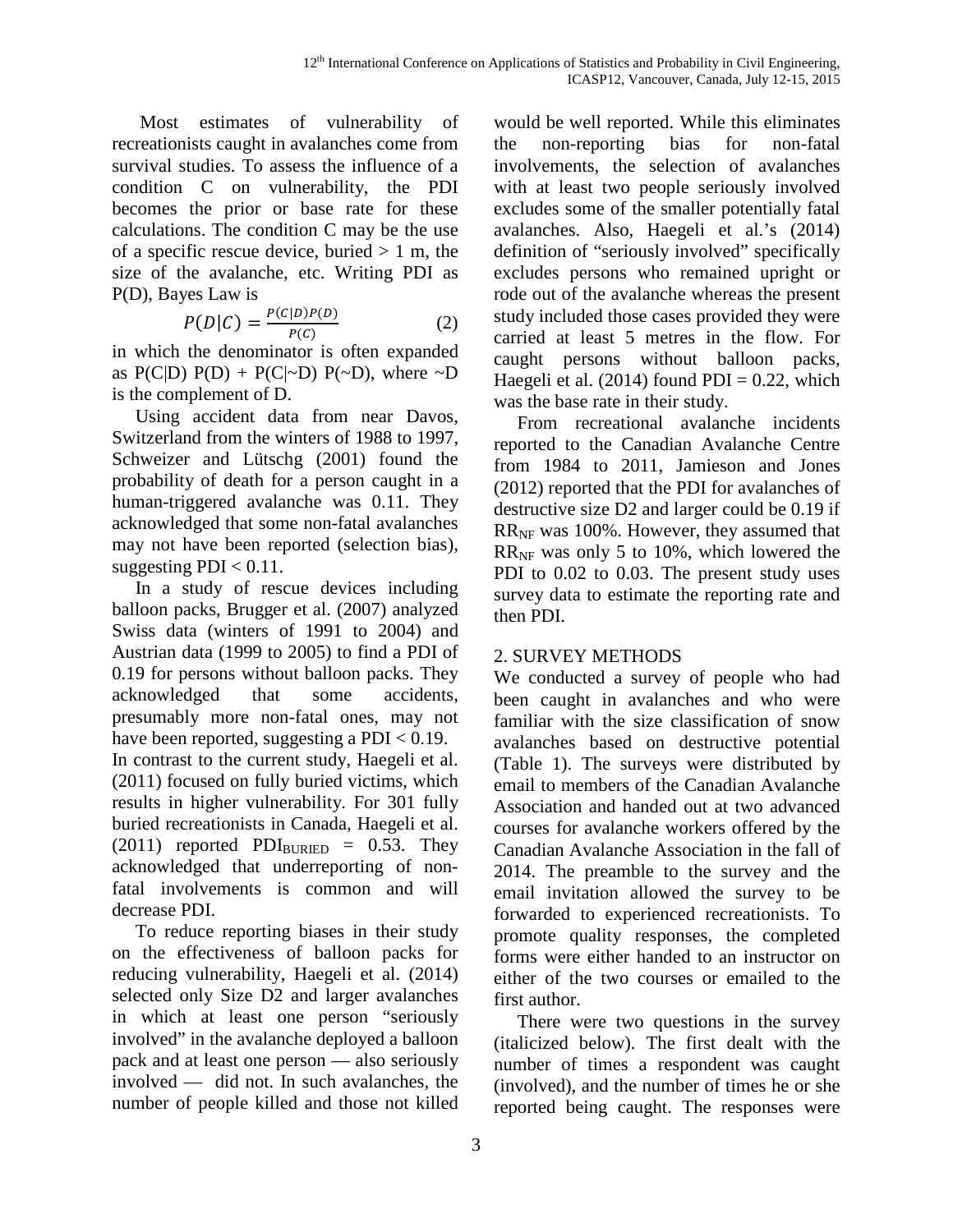Most estimates of vulnerability of recreationists caught in avalanches come from survival studies. To assess the influence of a condition C on vulnerability, the PDI becomes the prior or base rate for these calculations. The condition C may be the use of a specific rescue device, buried > 1 m, the size of the avalanche, etc. Writing PDI as P(D), Bayes Law is

$$P(D|C) = \frac{P(C|D)P(D)}{P(C)} \tag{2}$$

in which the denominator is often expanded as P(C|D) P(D) + P(C|~D) P(~D), where ~D is the complement of D.

Using accident data from near Davos, Switzerland from the winters of 1988 to 1997, Schweizer and Lütschg (2001) found the probability of death for a person caught in a human-triggered avalanche was 0.11. They acknowledged that some non-fatal avalanches may not have been reported (selection bias), suggesting PDI < 0.11.

In a study of rescue devices including balloon packs, Brugger et al. (2007) analyzed Swiss data (winters of 1991 to 2004) and Austrian data (1999 to 2005) to find a PDI of 0.19 for persons without balloon packs. They acknowledged that some accidents, presumably more non-fatal ones, may not have been reported, suggesting a PDI < 0.19. In contrast to the current study, Haegeli et al. (2011) focused on fully buried victims, which results in higher vulnerability. For 301 fully buried recreationists in Canada, Haegeli et al. (2011) reported $PDI_{BURIED}$ = 0.53. They acknowledged that underreporting of non-fatal involvements is common and will decrease PDI.

To reduce reporting biases in their study on the effectiveness of balloon packs for reducing vulnerability, Haegeli et al. (2014) selected only Size D2 and larger avalanches in which at least one person "seriously involved" in the avalanche deployed a balloon pack and at least one person — also seriously involved — did not. In such avalanches, the number of people killed and those not killed would be well reported. While this eliminates the non-reporting bias for non-fatal involvements, the selection of avalanches with at least two people seriously involved excludes some of the smaller potentially fatal avalanches. Also, Haegeli et al.'s (2014) definition of "seriously involved" specifically excludes persons who remained upright or rode out of the avalanche whereas the present study included those cases provided they were carried at least 5 metres in the flow. For caught persons without balloon packs, Haegeli et al. (2014) found PDI = 0.22, which was the base rate in their study.

From recreational avalanche incidents reported to the Canadian Avalanche Centre from 1984 to 2011, Jamieson and Jones (2012) reported that the PDI for avalanches of destructive size D2 and larger could be 0.19 if $RR_{NF}$ was 100%. However, they assumed that $RR_{NF}$ was only 5 to 10%, which lowered the PDI to 0.02 to 0.03. The present study uses survey data to estimate the reporting rate and then PDI.

## 2. SURVEY METHODS

We conducted a survey of people who had been caught in avalanches and who were familiar with the size classification of snow avalanches based on destructive potential (Table 1). The surveys were distributed by email to members of the Canadian Avalanche Association and handed out at two advanced courses for avalanche workers offered by the Canadian Avalanche Association in the fall of 2014. The preamble to the survey and the email invitation allowed the survey to be forwarded to experienced recreationists. To promote quality responses, the completed forms were either handed to an instructor on either of the two courses or emailed to the first author.

There were two questions in the survey (italicized below). The first dealt with the number of times a respondent was caught (involved), and the number of times he or she reported being caught. The responses were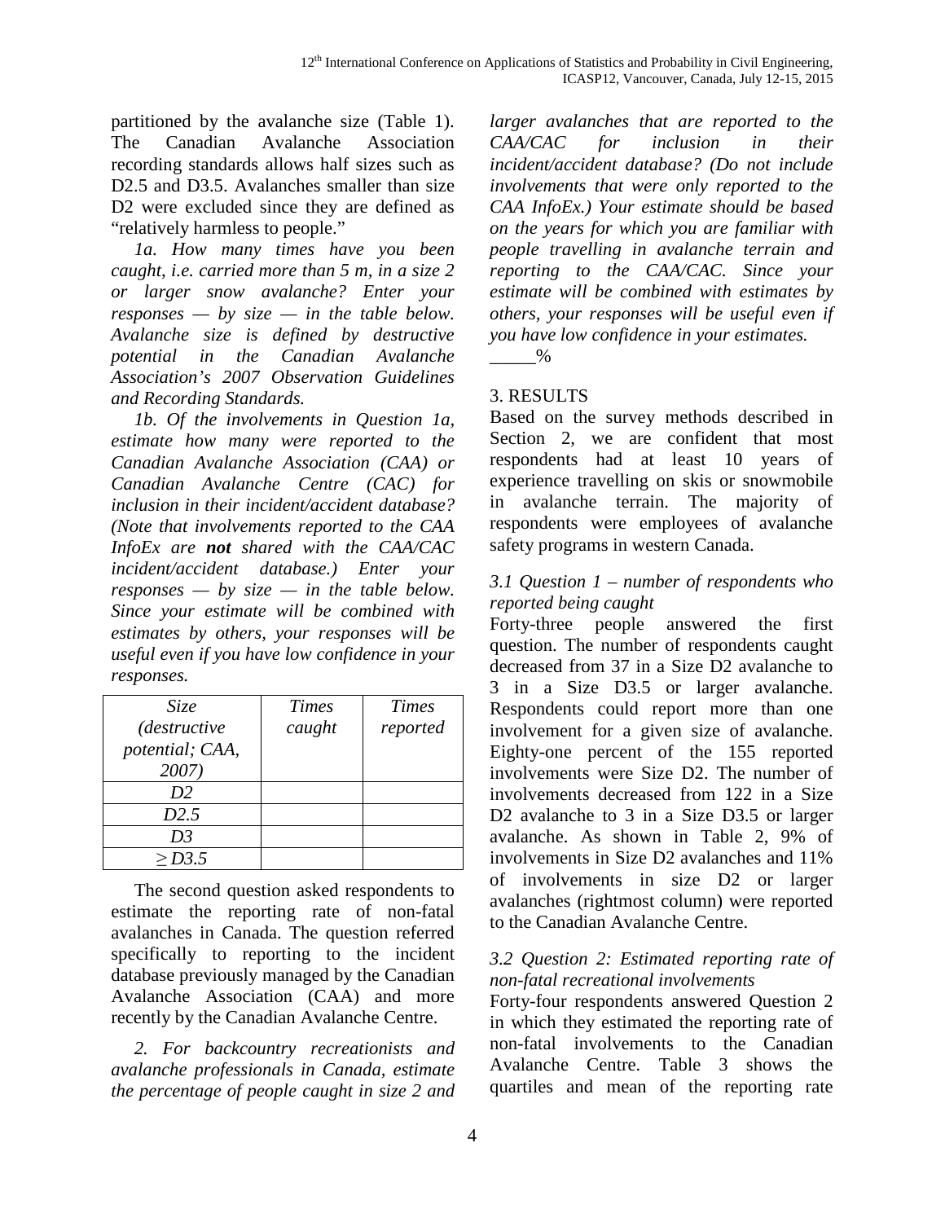partitioned by the avalanche size (Table 1). The Canadian Avalanche Association recording standards allows half sizes such as D2.5 and D3.5. Avalanches smaller than size D2 were excluded since they are defined as "relatively harmless to people."

*1a. How many times have you been caught, i.e. carried more than 5 m, in a size 2 or larger snow avalanche? Enter your responses — by size — in the table below. Avalanche size is defined by destructive potential in the Canadian Avalanche Association's 2007 Observation Guidelines and Recording Standards.*

*1b. Of the involvements in Question 1a, estimate how many were reported to the Canadian Avalanche Association (CAA) or Canadian Avalanche Centre (CAC) for inclusion in their incident/accident database? (Note that involvements reported to the CAA InfoEx are **not** shared with the CAA/CAC incident/accident database.) Enter your responses — by size — in the table below. Since your estimate will be combined with estimates by others, your responses will be useful even if you have low confidence in your responses.*

| *Size (destructive potential; CAA, 2007)* | *Times caught* | *Times reported* |
|---|---|---|
| *D2* | | |
| *D2.5* | | |
| *D3* | | |
| *≥ D3.5* | | |

The second question asked respondents to estimate the reporting rate of non-fatal avalanches in Canada. The question referred specifically to reporting to the incident database previously managed by the Canadian Avalanche Association (CAA) and more recently by the Canadian Avalanche Centre.

*2. For backcountry recreationists and avalanche professionals in Canada, estimate the percentage of people caught in size 2 and larger avalanches that are reported to the CAA/CAC for inclusion in their incident/accident database? (Do not include involvements that were only reported to the CAA InfoEx.) Your estimate should be based on the years for which you are familiar with people travelling in avalanche terrain and reporting to the CAA/CAC. Since your estimate will be combined with estimates by others, your responses will be useful even if you have low confidence in your estimates.*
_____%

## 3. RESULTS

Based on the survey methods described in Section 2, we are confident that most respondents had at least 10 years of experience travelling on skis or snowmobile in avalanche terrain. The majority of respondents were employees of avalanche safety programs in western Canada.

### *3.1 Question 1 – number of respondents who reported being caught*

Forty-three people answered the first question. The number of respondents caught decreased from 37 in a Size D2 avalanche to 3 in a Size D3.5 or larger avalanche. Respondents could report more than one involvement for a given size of avalanche. Eighty-one percent of the 155 reported involvements were Size D2. The number of involvements decreased from 122 in a Size D2 avalanche to 3 in a Size D3.5 or larger avalanche. As shown in Table 2, 9% of involvements in Size D2 avalanches and 11% of involvements in size D2 or larger avalanches (rightmost column) were reported to the Canadian Avalanche Centre.

### *3.2 Question 2: Estimated reporting rate of non-fatal recreational involvements*

Forty-four respondents answered Question 2 in which they estimated the reporting rate of non-fatal involvements to the Canadian Avalanche Centre. Table 3 shows the quartiles and mean of the reporting rate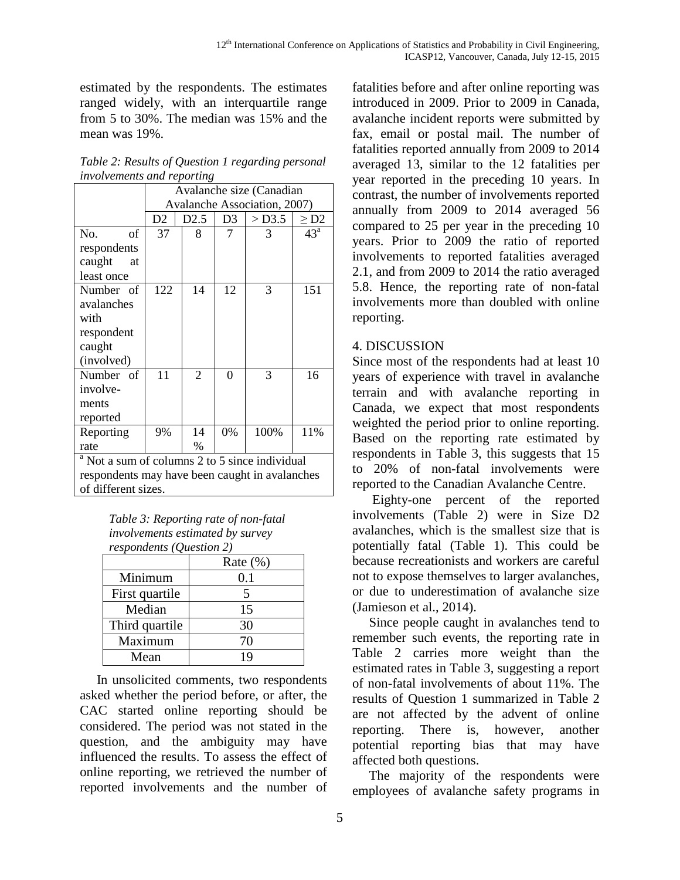estimated by the respondents. The estimates ranged widely, with an interquartile range from 5 to 30%. The median was 15% and the mean was 19%.

*Table 2: Results of Question 1 regarding personal involvements and reporting*

| | Avalanche size (Canadian Avalanche Association, 2007) | | | | |
|---|---|---|---|---|---|
| | D2 | D2.5 | D3 | > D3.5 | ≥ D2 |
| No. of respondents caught at least once | 37 | 8 | 7 | 3 | 43[a] |
| Number of avalanches with respondent caught (involved) | 122 | 14 | 12 | 3 | 151 |
| Number of involvements reported | 11 | 2 | 0 | 3 | 16 |
| Reporting rate | 9% | 14% | 0% | 100% | 11% |

[a] Not a sum of columns 2 to 5 since individual respondents may have been caught in avalanches of different sizes.

*Table 3: Reporting rate of non-fatal involvements estimated by survey respondents (Question 2)*

| | Rate (%) |
|---|---|
| Minimum | 0.1 |
| First quartile | 5 |
| Median | 15 |
| Third quartile | 30 |
| Maximum | 70 |
| Mean | 19 |

In unsolicited comments, two respondents asked whether the period before, or after, the CAC started online reporting should be considered. The period was not stated in the question, and the ambiguity may have influenced the results. To assess the effect of online reporting, we retrieved the number of reported involvements and the number of fatalities before and after online reporting was introduced in 2009. Prior to 2009 in Canada, avalanche incident reports were submitted by fax, email or postal mail. The number of fatalities reported annually from 2009 to 2014 averaged 13, similar to the 12 fatalities per year reported in the preceding 10 years. In contrast, the number of involvements reported annually from 2009 to 2014 averaged 56 compared to 25 per year in the preceding 10 years. Prior to 2009 the ratio of reported involvements to reported fatalities averaged 2.1, and from 2009 to 2014 the ratio averaged 5.8. Hence, the reporting rate of non-fatal involvements more than doubled with online reporting.

## 4. DISCUSSION

Since most of the respondents had at least 10 years of experience with travel in avalanche terrain and with avalanche reporting in Canada, we expect that most respondents weighted the period prior to online reporting. Based on the reporting rate estimated by respondents in Table 3, this suggests that 15 to 20% of non-fatal involvements were reported to the Canadian Avalanche Centre.

Eighty-one percent of the reported involvements (Table 2) were in Size D2 avalanches, which is the smallest size that is potentially fatal (Table 1). This could be because recreationists and workers are careful not to expose themselves to larger avalanches, or due to underestimation of avalanche size (Jamieson et al., 2014).

Since people caught in avalanches tend to remember such events, the reporting rate in Table 2 carries more weight than the estimated rates in Table 3, suggesting a report of non-fatal involvements of about 11%. The results of Question 1 summarized in Table 2 are not affected by the advent of online reporting. There is, however, another potential reporting bias that may have affected both questions.

The majority of the respondents were employees of avalanche safety programs in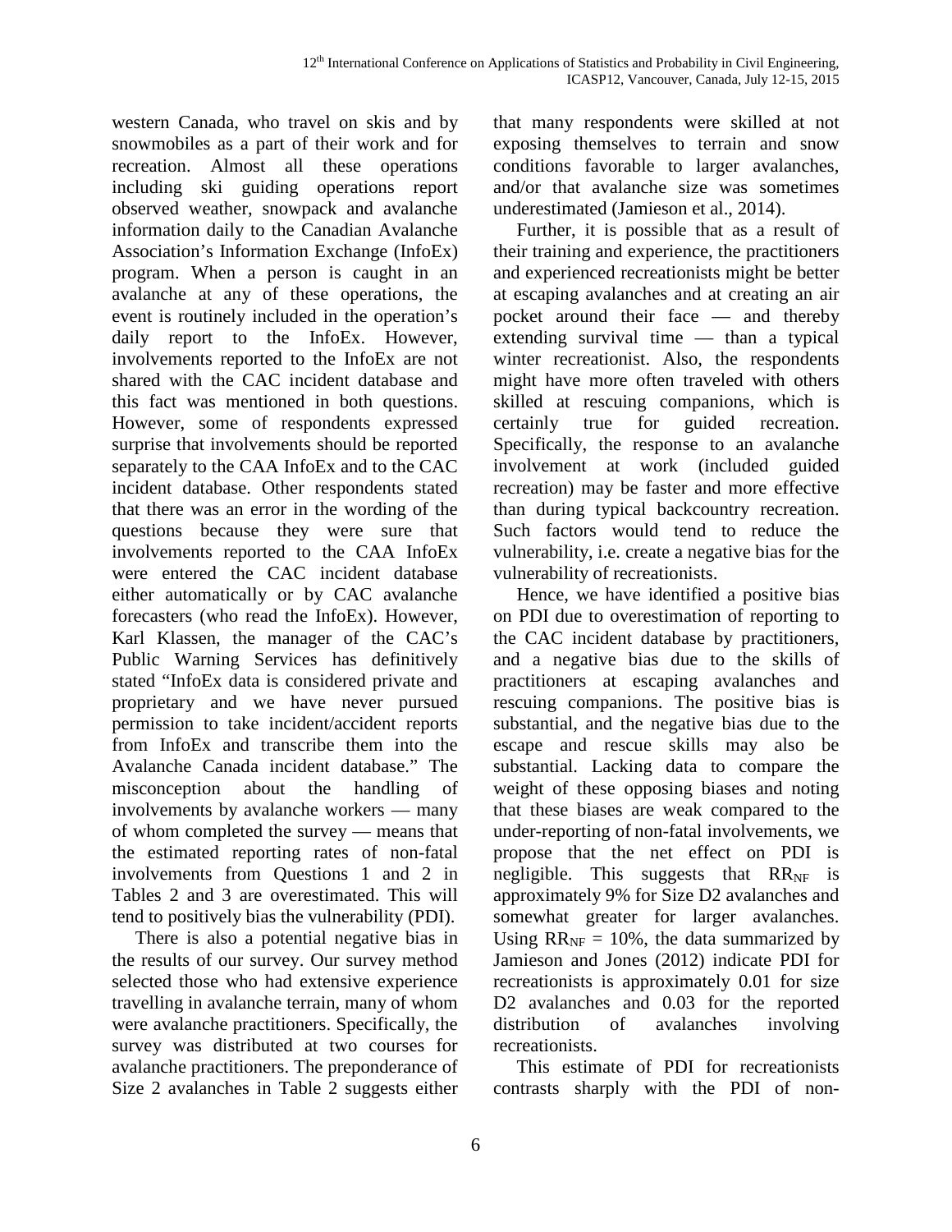western Canada, who travel on skis and by snowmobiles as a part of their work and for recreation. Almost all these operations including ski guiding operations report observed weather, snowpack and avalanche information daily to the Canadian Avalanche Association's Information Exchange (InfoEx) program. When a person is caught in an avalanche at any of these operations, the event is routinely included in the operation's daily report to the InfoEx. However, involvements reported to the InfoEx are not shared with the CAC incident database and this fact was mentioned in both questions. However, some of respondents expressed surprise that involvements should be reported separately to the CAA InfoEx and to the CAC incident database. Other respondents stated that there was an error in the wording of the questions because they were sure that involvements reported to the CAA InfoEx were entered the CAC incident database either automatically or by CAC avalanche forecasters (who read the InfoEx). However, Karl Klassen, the manager of the CAC's Public Warning Services has definitively stated "InfoEx data is considered private and proprietary and we have never pursued permission to take incident/accident reports from InfoEx and transcribe them into the Avalanche Canada incident database." The misconception about the handling of involvements by avalanche workers — many of whom completed the survey — means that the estimated reporting rates of non-fatal involvements from Questions 1 and 2 in Tables 2 and 3 are overestimated. This will tend to positively bias the vulnerability (PDI).

There is also a potential negative bias in the results of our survey. Our survey method selected those who had extensive experience travelling in avalanche terrain, many of whom were avalanche practitioners. Specifically, the survey was distributed at two courses for avalanche practitioners. The preponderance of Size 2 avalanches in Table 2 suggests either that many respondents were skilled at not exposing themselves to terrain and snow conditions favorable to larger avalanches, and/or that avalanche size was sometimes underestimated (Jamieson et al., 2014).

Further, it is possible that as a result of their training and experience, the practitioners and experienced recreationists might be better at escaping avalanches and at creating an air pocket around their face — and thereby extending survival time — than a typical winter recreationist. Also, the respondents might have more often traveled with others skilled at rescuing companions, which is certainly true for guided recreation. Specifically, the response to an avalanche involvement at work (included guided recreation) may be faster and more effective than during typical backcountry recreation. Such factors would tend to reduce the vulnerability, i.e. create a negative bias for the vulnerability of recreationists.

Hence, we have identified a positive bias on PDI due to overestimation of reporting to the CAC incident database by practitioners, and a negative bias due to the skills of practitioners at escaping avalanches and rescuing companions. The positive bias is substantial, and the negative bias due to the escape and rescue skills may also be substantial. Lacking data to compare the weight of these opposing biases and noting that these biases are weak compared to the under-reporting of non-fatal involvements, we propose that the net effect on PDI is negligible. This suggests that $RR_{NF}$ is approximately 9% for Size D2 avalanches and somewhat greater for larger avalanches. Using $RR_{NF}$ = 10%, the data summarized by Jamieson and Jones (2012) indicate PDI for recreationists is approximately 0.01 for size D2 avalanches and 0.03 for the reported distribution of avalanches involving recreationists.

This estimate of PDI for recreationists contrasts sharply with the PDI of non-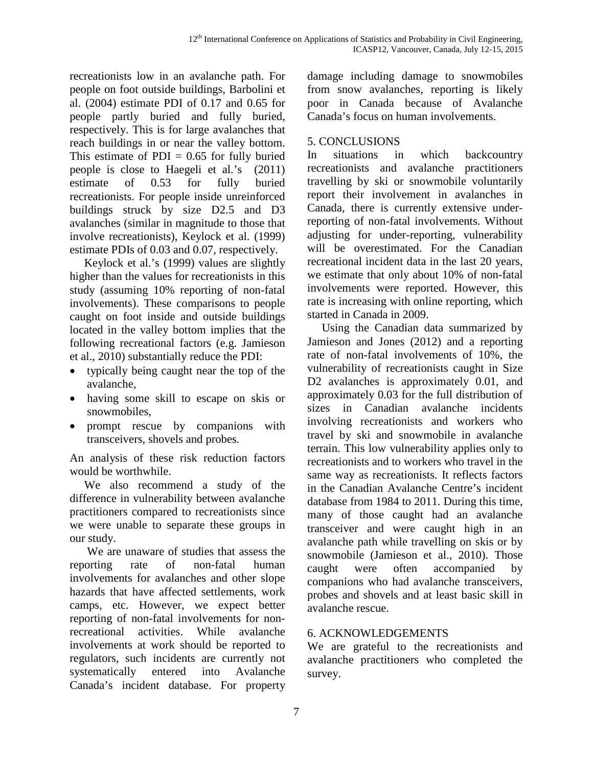recreationists low in an avalanche path. For people on foot outside buildings, Barbolini et al. (2004) estimate PDI of 0.17 and 0.65 for people partly buried and fully buried, respectively. This is for large avalanches that reach buildings in or near the valley bottom. This estimate of PDI = 0.65 for fully buried people is close to Haegeli et al.'s (2011) estimate of 0.53 for fully buried recreationists. For people inside unreinforced buildings struck by size D2.5 and D3 avalanches (similar in magnitude to those that involve recreationists), Keylock et al. (1999) estimate PDIs of 0.03 and 0.07, respectively.

Keylock et al.'s (1999) values are slightly higher than the values for recreationists in this study (assuming 10% reporting of non-fatal involvements). These comparisons to people caught on foot inside and outside buildings located in the valley bottom implies that the following recreational factors (e.g. Jamieson et al., 2010) substantially reduce the PDI:

- typically being caught near the top of the avalanche,
- having some skill to escape on skis or snowmobiles,
- prompt rescue by companions with transceivers, shovels and probes.

An analysis of these risk reduction factors would be worthwhile.

We also recommend a study of the difference in vulnerability between avalanche practitioners compared to recreationists since we were unable to separate these groups in our study.

We are unaware of studies that assess the reporting rate of non-fatal human involvements for avalanches and other slope hazards that have affected settlements, work camps, etc. However, we expect better reporting of non-fatal involvements for non-recreational activities. While avalanche involvements at work should be reported to regulators, such incidents are currently not systematically entered into Avalanche Canada's incident database. For property damage including damage to snowmobiles from snow avalanches, reporting is likely poor in Canada because of Avalanche Canada's focus on human involvements.

## 5. CONCLUSIONS

In situations in which backcountry recreationists and avalanche practitioners travelling by ski or snowmobile voluntarily report their involvement in avalanches in Canada, there is currently extensive under-reporting of non-fatal involvements. Without adjusting for under-reporting, vulnerability will be overestimated. For the Canadian recreational incident data in the last 20 years, we estimate that only about 10% of non-fatal involvements were reported. However, this rate is increasing with online reporting, which started in Canada in 2009.

Using the Canadian data summarized by Jamieson and Jones (2012) and a reporting rate of non-fatal involvements of 10%, the vulnerability of recreationists caught in Size D2 avalanches is approximately 0.01, and approximately 0.03 for the full distribution of sizes in Canadian avalanche incidents involving recreationists and workers who travel by ski and snowmobile in avalanche terrain. This low vulnerability applies only to recreationists and to workers who travel in the same way as recreationists. It reflects factors in the Canadian Avalanche Centre's incident database from 1984 to 2011. During this time, many of those caught had an avalanche transceiver and were caught high in an avalanche path while travelling on skis or by snowmobile (Jamieson et al., 2010). Those caught were often accompanied by companions who had avalanche transceivers, probes and shovels and at least basic skill in avalanche rescue.

## 6. ACKNOWLEDGEMENTS

We are grateful to the recreationists and avalanche practitioners who completed the survey.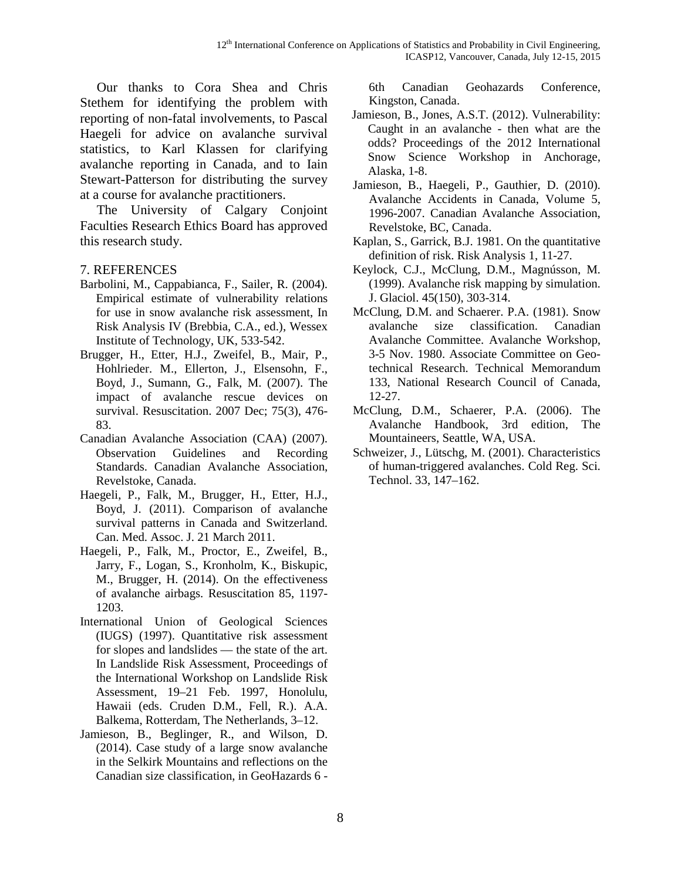Our thanks to Cora Shea and Chris Stethem for identifying the problem with reporting of non-fatal involvements, to Pascal Haegeli for advice on avalanche survival statistics, to Karl Klassen for clarifying avalanche reporting in Canada, and to Iain Stewart-Patterson for distributing the survey at a course for avalanche practitioners.

The University of Calgary Conjoint Faculties Research Ethics Board has approved this research study.

## 7. REFERENCES

Barbolini, M., Cappabianca, F., Sailer, R. (2004). Empirical estimate of vulnerability relations for use in snow avalanche risk assessment, In Risk Analysis IV (Brebbia, C.A., ed.), Wessex Institute of Technology, UK, 533-542.

Brugger, H., Etter, H.J., Zweifel, B., Mair, P., Hohlrieder. M., Ellerton, J., Elsensohn, F., Boyd, J., Sumann, G., Falk, M. (2007). The impact of avalanche rescue devices on survival. Resuscitation. 2007 Dec; 75(3), 476-83.

Canadian Avalanche Association (CAA) (2007). Observation Guidelines and Recording Standards. Canadian Avalanche Association, Revelstoke, Canada.

Haegeli, P., Falk, M., Brugger, H., Etter, H.J., Boyd, J. (2011). Comparison of avalanche survival patterns in Canada and Switzerland. Can. Med. Assoc. J. 21 March 2011.

Haegeli, P., Falk, M., Proctor, E., Zweifel, B., Jarry, F., Logan, S., Kronholm, K., Biskupic, M., Brugger, H. (2014). On the effectiveness of avalanche airbags. Resuscitation 85, 1197-1203.

International Union of Geological Sciences (IUGS) (1997). Quantitative risk assessment for slopes and landslides — the state of the art. In Landslide Risk Assessment, Proceedings of the International Workshop on Landslide Risk Assessment, 19–21 Feb. 1997, Honolulu, Hawaii (eds. Cruden D.M., Fell, R.). A.A. Balkema, Rotterdam, The Netherlands, 3–12.

Jamieson, B., Beglinger, R., and Wilson, D. (2014). Case study of a large snow avalanche in the Selkirk Mountains and reflections on the Canadian size classification, in GeoHazards 6 - 6th Canadian Geohazards Conference, Kingston, Canada.

Jamieson, B., Jones, A.S.T. (2012). Vulnerability: Caught in an avalanche - then what are the odds? Proceedings of the 2012 International Snow Science Workshop in Anchorage, Alaska, 1-8.

Jamieson, B., Haegeli, P., Gauthier, D. (2010). Avalanche Accidents in Canada, Volume 5, 1996-2007. Canadian Avalanche Association, Revelstoke, BC, Canada.

Kaplan, S., Garrick, B.J. 1981. On the quantitative definition of risk. Risk Analysis 1, 11-27.

Keylock, C.J., McClung, D.M., Magnússon, M. (1999). Avalanche risk mapping by simulation. J. Glaciol. 45(150), 303-314.

McClung, D.M. and Schaerer. P.A. (1981). Snow avalanche size classification. Canadian Avalanche Committee. Avalanche Workshop, 3-5 Nov. 1980. Associate Committee on Geo-technical Research. Technical Memorandum 133, National Research Council of Canada, 12-27.

McClung, D.M., Schaerer, P.A. (2006). The Avalanche Handbook, 3rd edition, The Mountaineers, Seattle, WA, USA.

Schweizer, J., Lütschg, M. (2001). Characteristics of human-triggered avalanches. Cold Reg. Sci. Technol. 33, 147–162.